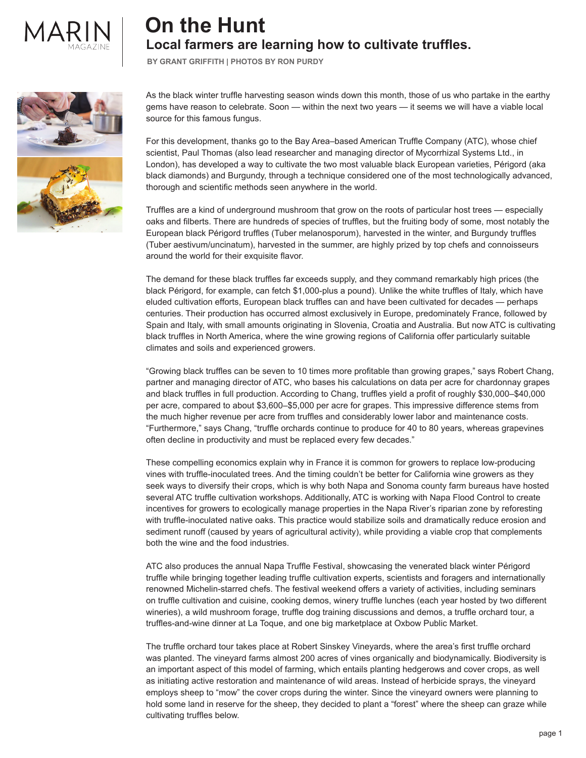MARIN MAGAZINE

# On the Hunt

## Local farmers are learning how to cultivate truffles.

**BY GRANT GRIFFITH | PHOTOS BY RON PURDY**

As the black winter truffle harvesting season winds down this month, those of us who partake in the earthy gems have reason to celebrate. Soon — within the next two years — it seems we will have a viable local source for this famous fungus.

For this development, thanks go to the Bay Area–based American Truffle Company (ATC), whose chief scientist, Paul Thomas (also lead researcher and managing director of Mycorrhizal Systems Ltd., in London), has developed a way to cultivate the two most valuable black European varieties, Périgord (aka black diamonds) and Burgundy, through a technique considered one of the most technologically advanced, thorough and scientific methods seen anywhere in the world.

Truffles are a kind of underground mushroom that grow on the roots of particular host trees — especially oaks and filberts. There are hundreds of species of truffles, but the fruiting body of some, most notably the European black Périgord truffles (Tuber melanosporum), harvested in the winter, and Burgundy truffles (Tuber aestivum/uncinatum), harvested in the summer, are highly prized by top chefs and connoisseurs around the world for their exquisite flavor.

The demand for these black truffles far exceeds supply, and they command remarkably high prices (the black Périgord, for example, can fetch $1,000-plus a pound). Unlike the white truffles of Italy, which have eluded cultivation efforts, European black truffles can and have been cultivated for decades — perhaps centuries. Their production has occurred almost exclusively in Europe, predominately France, followed by Spain and Italy, with small amounts originating in Slovenia, Croatia and Australia. But now ATC is cultivating black truffles in North America, where the wine growing regions of California offer particularly suitable climates and soils and experienced growers.

"Growing black truffles can be seven to 10 times more profitable than growing grapes," says Robert Chang, partner and managing director of ATC, who bases his calculations on data per acre for chardonnay grapes and black truffles in full production. According to Chang, truffles yield a profit of roughly $30,000–$40,000 per acre, compared to about $3,600–$5,000 per acre for grapes. This impressive difference stems from the much higher revenue per acre from truffles and considerably lower labor and maintenance costs. "Furthermore," says Chang, "truffle orchards continue to produce for 40 to 80 years, whereas grapevines often decline in productivity and must be replaced every few decades."

These compelling economics explain why in France it is common for growers to replace low-producing vines with truffle-inoculated trees. And the timing couldn't be better for California wine growers as they seek ways to diversify their crops, which is why both Napa and Sonoma county farm bureaus have hosted several ATC truffle cultivation workshops. Additionally, ATC is working with Napa Flood Control to create incentives for growers to ecologically manage properties in the Napa River's riparian zone by reforesting with truffle-inoculated native oaks. This practice would stabilize soils and dramatically reduce erosion and sediment runoff (caused by years of agricultural activity), while providing a viable crop that complements both the wine and the food industries.

ATC also produces the annual Napa Truffle Festival, showcasing the venerated black winter Périgord truffle while bringing together leading truffle cultivation experts, scientists and foragers and internationally renowned Michelin-starred chefs. The festival weekend offers a variety of activities, including seminars on truffle cultivation and cuisine, cooking demos, winery truffle lunches (each year hosted by two different wineries), a wild mushroom forage, truffle dog training discussions and demos, a truffle orchard tour, a truffles-and-wine dinner at La Toque, and one big marketplace at Oxbow Public Market.

The truffle orchard tour takes place at Robert Sinskey Vineyards, where the area's first truffle orchard was planted. The vineyard farms almost 200 acres of vines organically and biodynamically. Biodiversity is an important aspect of this model of farming, which entails planting hedgerows and cover crops, as well as initiating active restoration and maintenance of wild areas. Instead of herbicide sprays, the vineyard employs sheep to "mow" the cover crops during the winter. Since the vineyard owners were planning to hold some land in reserve for the sheep, they decided to plant a "forest" where the sheep can graze while cultivating truffles below.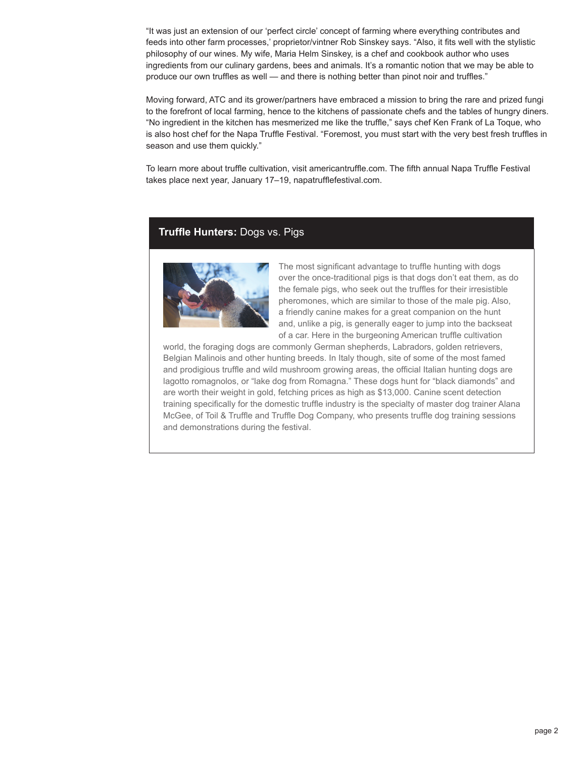"It was just an extension of our 'perfect circle' concept of farming where everything contributes and feeds into other farm processes,' proprietor/vintner Rob Sinskey says. "Also, it fits well with the stylistic philosophy of our wines. My wife, Maria Helm Sinskey, is a chef and cookbook author who uses ingredients from our culinary gardens, bees and animals. It's a romantic notion that we may be able to produce our own truffles as well — and there is nothing better than pinot noir and truffles."

Moving forward, ATC and its grower/partners have embraced a mission to bring the rare and prized fungi to the forefront of local farming, hence to the kitchens of passionate chefs and the tables of hungry diners. "No ingredient in the kitchen has mesmerized me like the truffle," says chef Ken Frank of La Toque, who is also host chef for the Napa Truffle Festival. "Foremost, you must start with the very best fresh truffles in season and use them quickly."

To learn more about truffle cultivation, visit americantruffle.com. The fifth annual Napa Truffle Festival takes place next year, January 17–19, napatrufflefestival.com.

## **Truffle Hunters:** Dogs vs. Pigs

The most significant advantage to truffle hunting with dogs over the once-traditional pigs is that dogs don't eat them, as do the female pigs, who seek out the truffles for their irresistible pheromones, which are similar to those of the male pig. Also, a friendly canine makes for a great companion on the hunt and, unlike a pig, is generally eager to jump into the backseat of a car. Here in the burgeoning American truffle cultivation world, the foraging dogs are commonly German shepherds, Labradors, golden retrievers, Belgian Malinois and other hunting breeds. In Italy though, site of some of the most famed and prodigious truffle and wild mushroom growing areas, the official Italian hunting dogs are lagotto romagnolos, or "lake dog from Romagna." These dogs hunt for "black diamonds" and are worth their weight in gold, fetching prices as high as $13,000. Canine scent detection training specifically for the domestic truffle industry is the specialty of master dog trainer Alana McGee, of Toil & Truffle and Truffle Dog Company, who presents truffle dog training sessions and demonstrations during the festival.